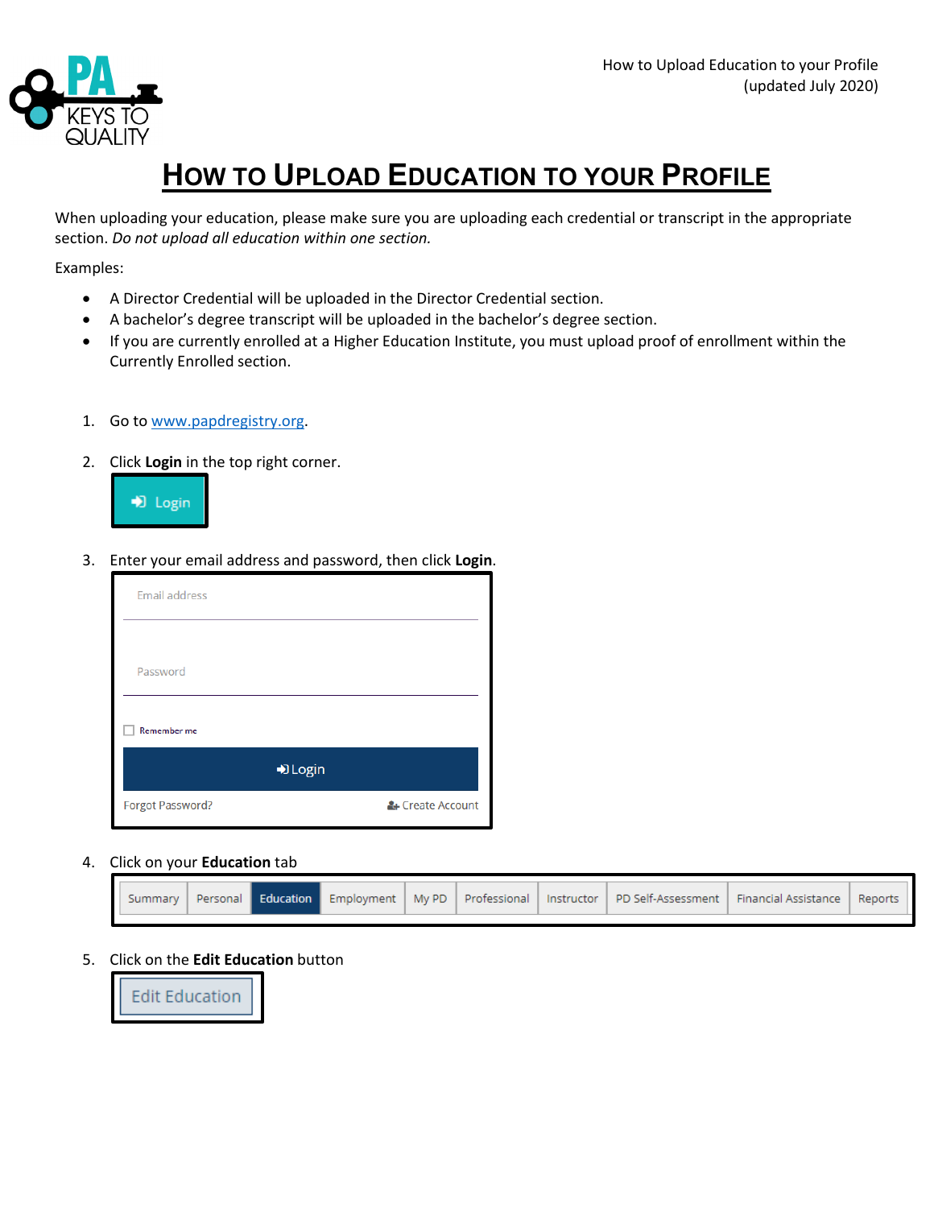# How to Upload Education to your Profile

When uploading your education, please make sure you are uploading each credential or transcript in the appropriate section. *Do not upload all education within one section.*

Examples:

- A Director Credential will be uploaded in the Director Credential section.
- A bachelor's degree transcript will be uploaded in the bachelor's degree section.
- If you are currently enrolled at a Higher Education Institute, you must upload proof of enrollment within the Currently Enrolled section.

1. Go to www.papdregistry.org.
2. Click **Login** in the top right corner.
3. Enter your email address and password, then click **Login**.
4. Click on your **Education** tab
5. Click on the **Edit Education** button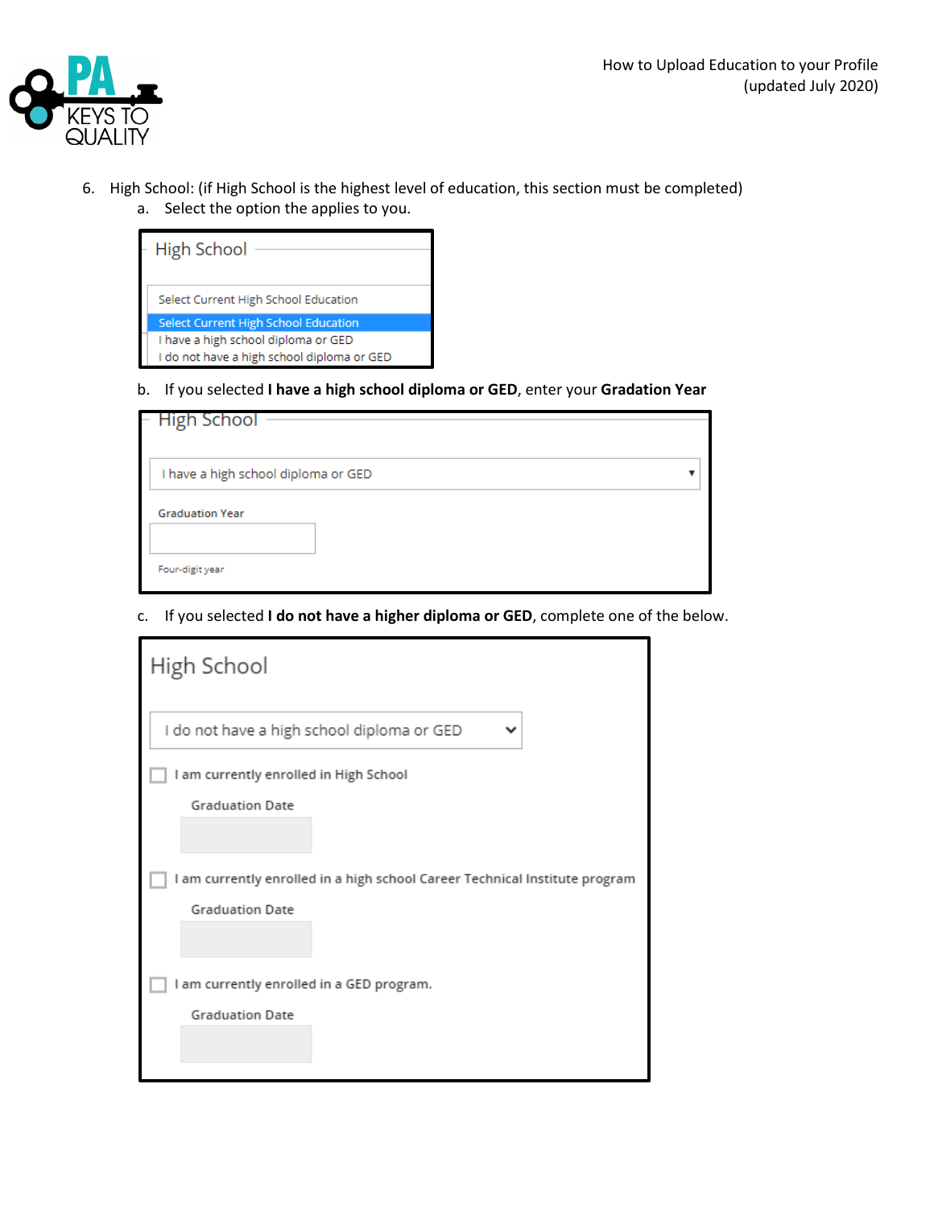6. High School: (if High School is the highest level of education, this section must be completed)
   a. Select the option the applies to you.

   High School

   Select Current High School Education
   Select Current High School Education
   I have a high school diploma or GED
   I do not have a high school diploma or GED

   b. If you selected **I have a high school diploma or GED**, enter your **Gradation Year**

   High School

   I have a high school diploma or GED

   Graduation Year

   Four-digit year

   c. If you selected **I do not have a higher diploma or GED**, complete one of the below.

   High School

   I do not have a high school diploma or GED

   I am currently enrolled in High School

   Graduation Date

   I am currently enrolled in a high school Career Technical Institute program

   Graduation Date

   I am currently enrolled in a GED program.

   Graduation Date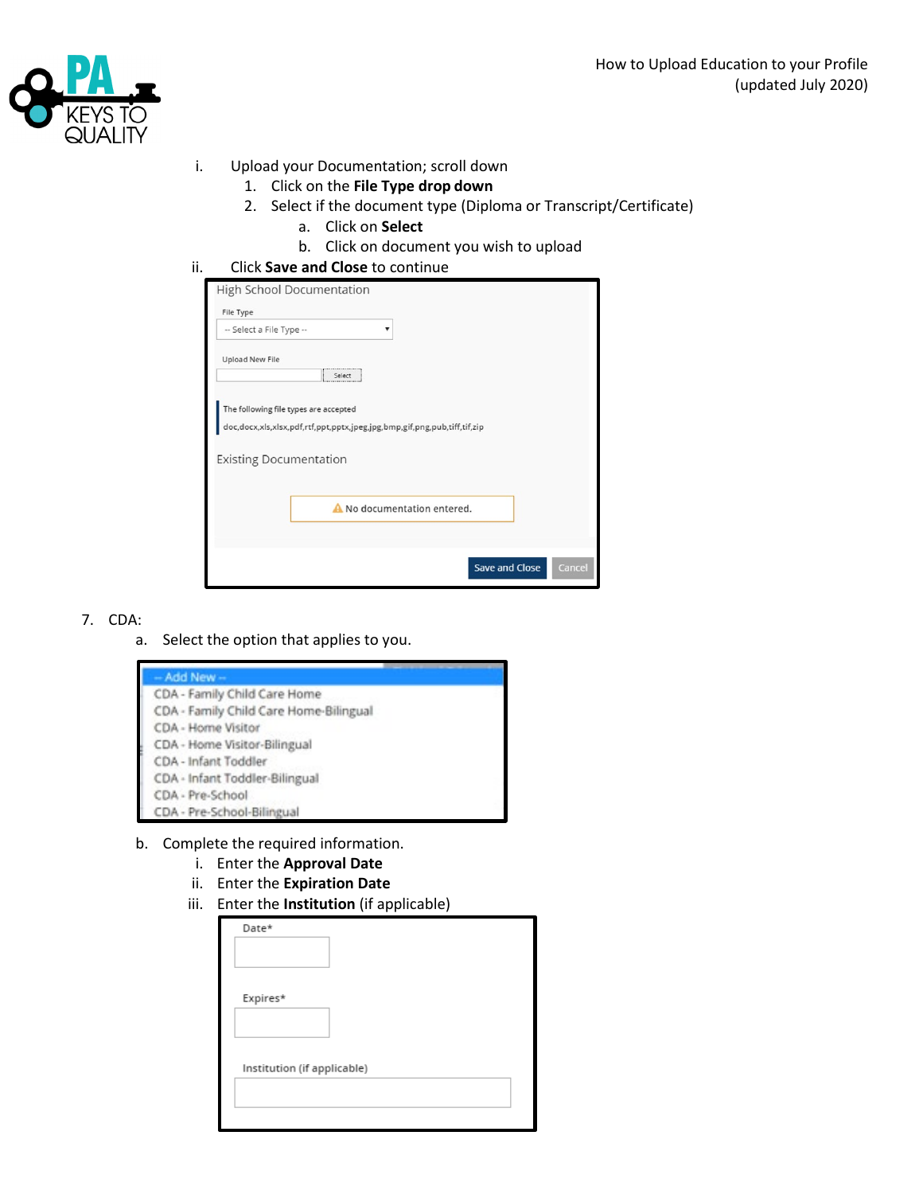i. Upload your Documentation; scroll down
   1. Click on the **File Type drop down**
   2. Select if the document type (Diploma or Transcript/Certificate)
      a. Click on **Select**
      b. Click on document you wish to upload

ii. Click **Save and Close** to continue

High School Documentation

File Type

-- Select a File Type --

Upload New File

Select

The following file types are accepted

doc,docx,xls,xlsx,pdf,rtf,ppt,pptx,jpeg,jpg,bmp,gif,png,pub,tiff,tif,zip

Existing Documentation

No documentation entered.

Save and Close | Cancel

7. CDA:
   a. Select the option that applies to you.

-- Add New --
CDA - Family Child Care Home
CDA - Family Child Care Home-Bilingual
CDA - Home Visitor
CDA - Home Visitor-Bilingual
CDA - Infant Toddler
CDA - Infant Toddler-Bilingual
CDA - Pre-School
CDA - Pre-School-Bilingual

   b. Complete the required information.
      i. Enter the **Approval Date**
      ii. Enter the **Expiration Date**
      iii. Enter the **Institution** (if applicable)

Date*

Expires*

Institution (if applicable)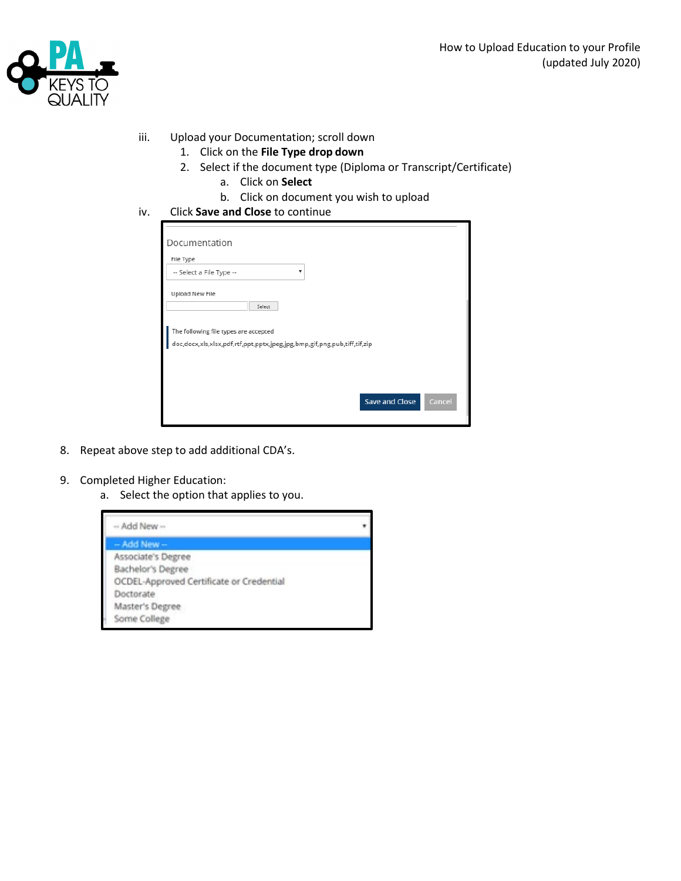iii. Upload your Documentation; scroll down
   1. Click on the **File Type drop down**
   2. Select if the document type (Diploma or Transcript/Certificate)
      a. Click on **Select**
      b. Click on document you wish to upload

iv. Click **Save and Close** to continue

Documentation

File Type

-- Select a File Type --

Upload New File

Select

The following file types are accepted

doc,docx,xls,xlsx,pdf,rtf,ppt,pptx,jpeg,jpg,bmp,gif,png,pub,tiff,tif,zip

Save and Close Cancel

8. Repeat above step to add additional CDA's.

9. Completed Higher Education:
   a. Select the option that applies to you.

-- Add New --

-- Add New --
Associate's Degree
Bachelor's Degree
OCDEL-Approved Certificate or Credential
Doctorate
Master's Degree
Some College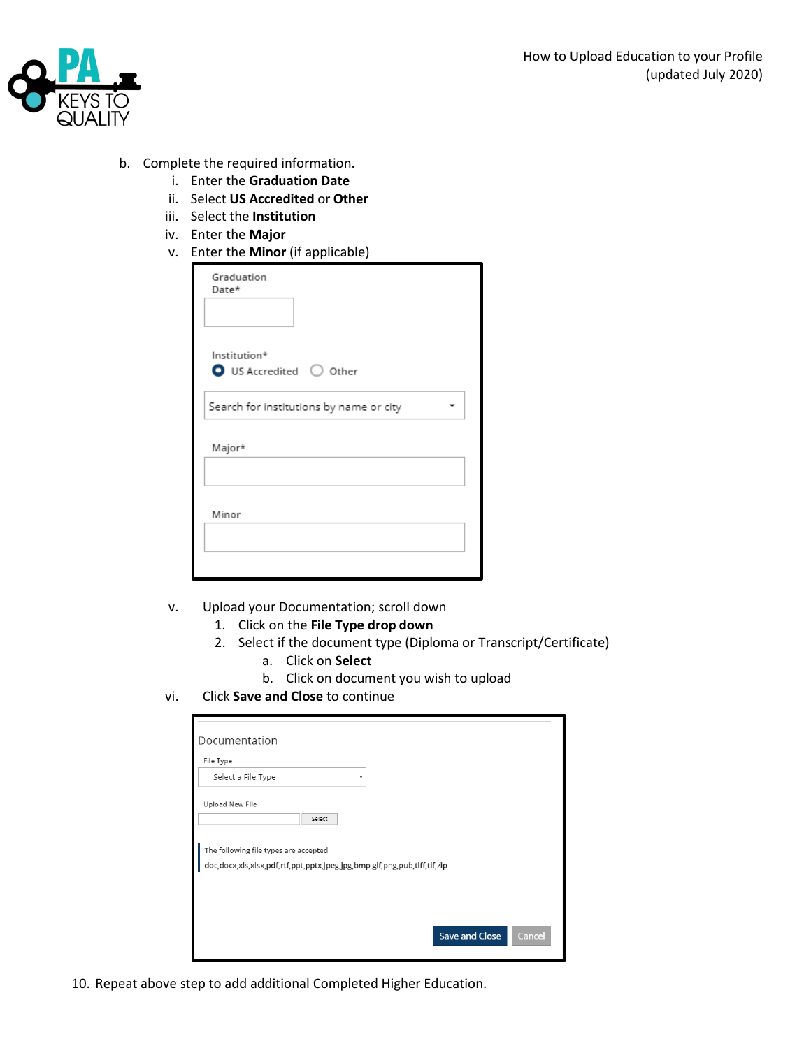b. Complete the required information.
   i. Enter the **Graduation Date**
   ii. Select **US Accredited** or **Other**
   iii. Select the **Institution**
   iv. Enter the **Major**
   v. Enter the **Minor** (if applicable)

Graduation Date*

Institution*
US Accredited   Other

Search for institutions by name or city

Major*

Minor

   v. Upload your Documentation; scroll down
      1. Click on the **File Type drop down**
      2. Select if the document type (Diploma or Transcript/Certificate)
         a. Click on **Select**
         b. Click on document you wish to upload
   vi. Click **Save and Close** to continue

Documentation

File Type
-- Select a File Type --

Upload New File
Select

The following file types are accepted
doc,docx,xls,xlsx,pdf,rtf,ppt,pptx,jpeg,jpg,bmp,gif,png,pub,tiff,tif,zip

Save and Close   Cancel

10. Repeat above step to add additional Completed Higher Education.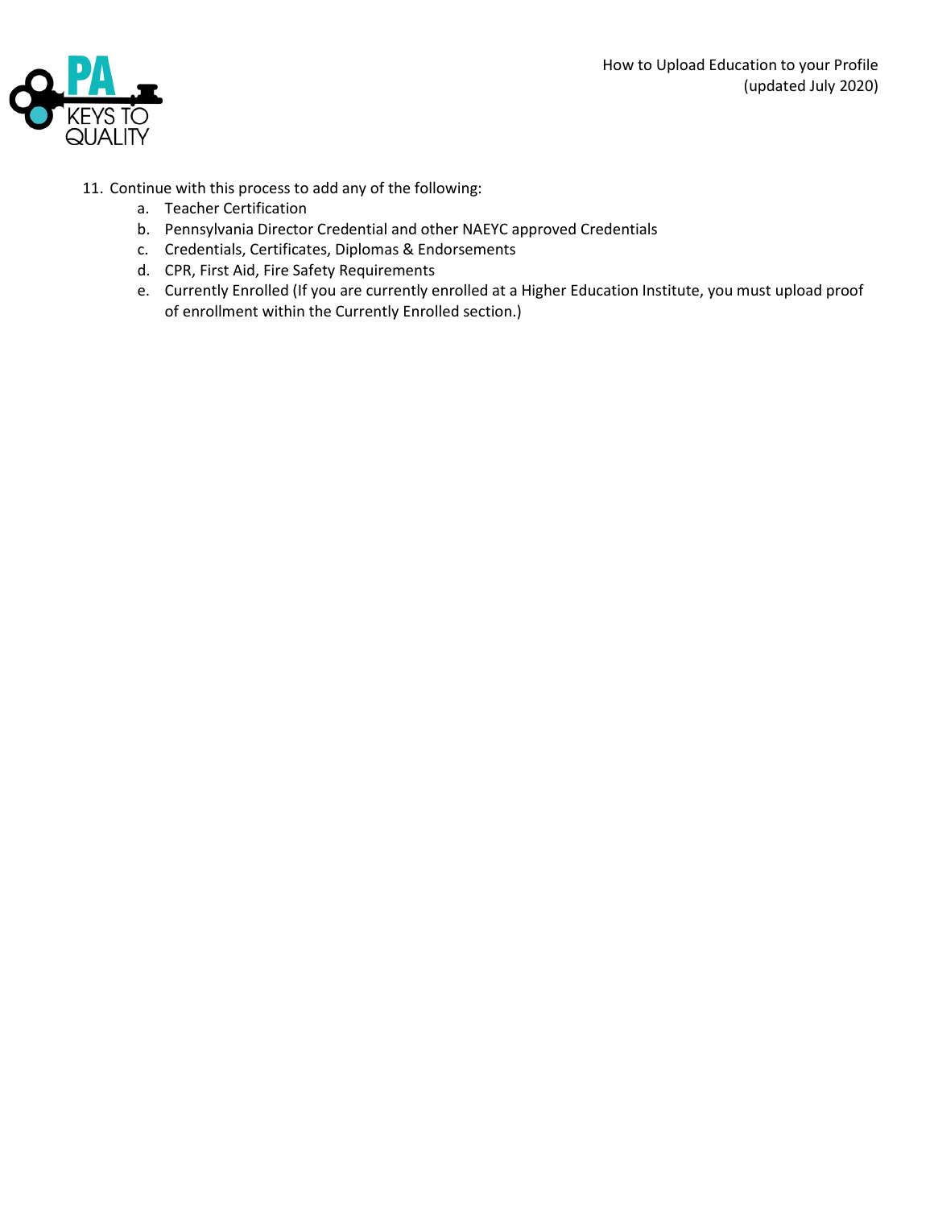11. Continue with this process to add any of the following:
    a. Teacher Certification
    b. Pennsylvania Director Credential and other NAEYC approved Credentials
    c. Credentials, Certificates, Diplomas & Endorsements
    d. CPR, First Aid, Fire Safety Requirements
    e. Currently Enrolled (If you are currently enrolled at a Higher Education Institute, you must upload proof of enrollment within the Currently Enrolled section.)